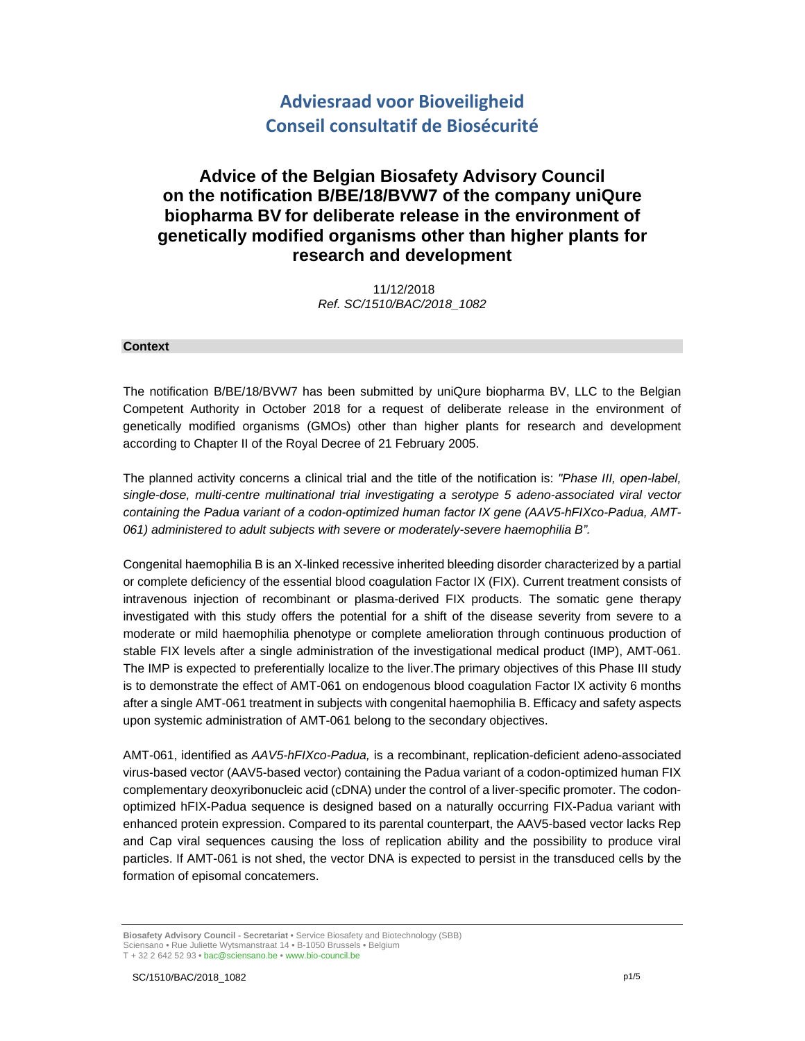# Adviesraad voor Bioveiligheid
# Conseil consultatif de Biosécurité

## Advice of the Belgian Biosafety Advisory Council on the notification B/BE/18/BVW7 of the company uniQure biopharma BV for deliberate release in the environment of genetically modified organisms other than higher plants for research and development

11/12/2018
*Ref. SC/1510/BAC/2018_1082*

### Context

The notification B/BE/18/BVW7 has been submitted by uniQure biopharma BV, LLC to the Belgian Competent Authority in October 2018 for a request of deliberate release in the environment of genetically modified organisms (GMOs) other than higher plants for research and development according to Chapter II of the Royal Decree of 21 February 2005.

The planned activity concerns a clinical trial and the title of the notification is: *"Phase III, open-label, single-dose, multi-centre multinational trial investigating a serotype 5 adeno-associated viral vector containing the Padua variant of a codon-optimized human factor IX gene (AAV5-hFIXco-Padua, AMT-061) administered to adult subjects with severe or moderately-severe haemophilia B".*

Congenital haemophilia B is an X-linked recessive inherited bleeding disorder characterized by a partial or complete deficiency of the essential blood coagulation Factor IX (FIX). Current treatment consists of intravenous injection of recombinant or plasma-derived FIX products. The somatic gene therapy investigated with this study offers the potential for a shift of the disease severity from severe to a moderate or mild haemophilia phenotype or complete amelioration through continuous production of stable FIX levels after a single administration of the investigational medical product (IMP), AMT-061. The IMP is expected to preferentially localize to the liver.The primary objectives of this Phase III study is to demonstrate the effect of AMT-061 on endogenous blood coagulation Factor IX activity 6 months after a single AMT-061 treatment in subjects with congenital haemophilia B. Efficacy and safety aspects upon systemic administration of AMT-061 belong to the secondary objectives.

AMT-061, identified as *AAV5-hFIXco-Padua,* is a recombinant, replication-deficient adeno-associated virus-based vector (AAV5-based vector) containing the Padua variant of a codon-optimized human FIX complementary deoxyribonucleic acid (cDNA) under the control of a liver-specific promoter. The codon-optimized hFIX-Padua sequence is designed based on a naturally occurring FIX-Padua variant with enhanced protein expression. Compared to its parental counterpart, the AAV5-based vector lacks Rep and Cap viral sequences causing the loss of replication ability and the possibility to produce viral particles. If AMT-061 is not shed, the vector DNA is expected to persist in the transduced cells by the formation of episomal concatemers.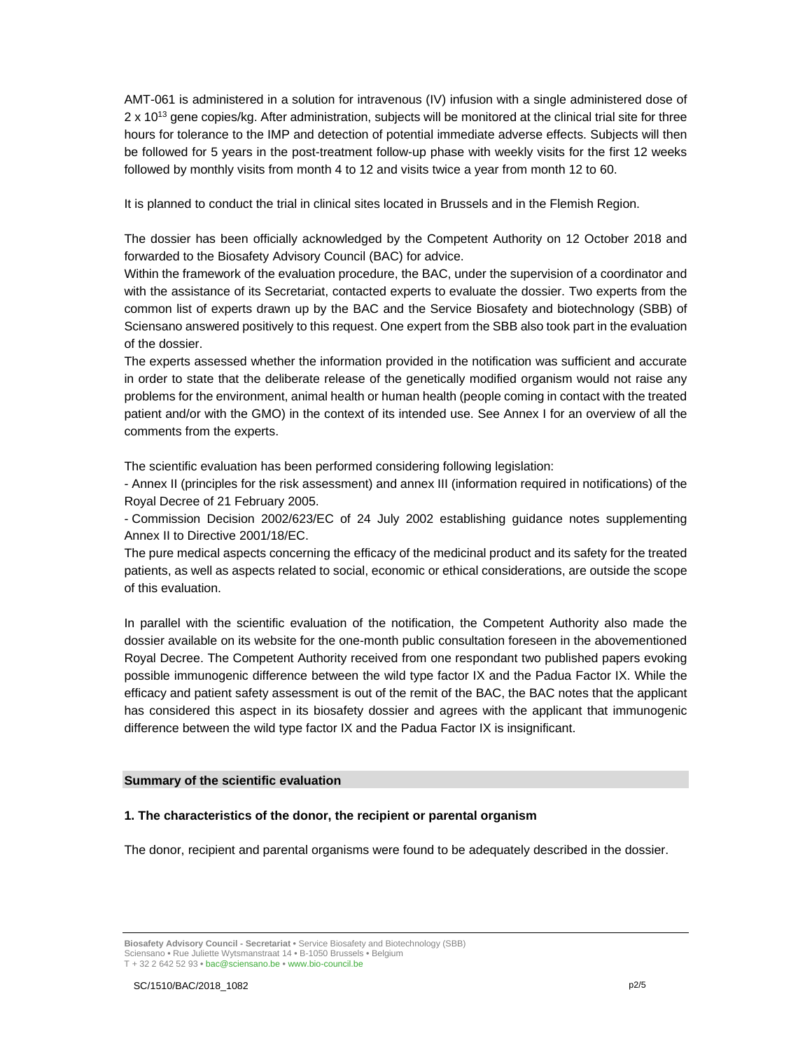AMT-061 is administered in a solution for intravenous (IV) infusion with a single administered dose of $2 \times 10^{13}$ gene copies/kg. After administration, subjects will be monitored at the clinical trial site for three hours for tolerance to the IMP and detection of potential immediate adverse effects. Subjects will then be followed for 5 years in the post-treatment follow-up phase with weekly visits for the first 12 weeks followed by monthly visits from month 4 to 12 and visits twice a year from month 12 to 60.

It is planned to conduct the trial in clinical sites located in Brussels and in the Flemish Region.

The dossier has been officially acknowledged by the Competent Authority on 12 October 2018 and forwarded to the Biosafety Advisory Council (BAC) for advice.
Within the framework of the evaluation procedure, the BAC, under the supervision of a coordinator and with the assistance of its Secretariat, contacted experts to evaluate the dossier. Two experts from the common list of experts drawn up by the BAC and the Service Biosafety and biotechnology (SBB) of Sciensano answered positively to this request. One expert from the SBB also took part in the evaluation of the dossier.
The experts assessed whether the information provided in the notification was sufficient and accurate in order to state that the deliberate release of the genetically modified organism would not raise any problems for the environment, animal health or human health (people coming in contact with the treated patient and/or with the GMO) in the context of its intended use. See Annex I for an overview of all the comments from the experts.

The scientific evaluation has been performed considering following legislation:
- Annex II (principles for the risk assessment) and annex III (information required in notifications) of the Royal Decree of 21 February 2005.
- Commission Decision 2002/623/EC of 24 July 2002 establishing guidance notes supplementing Annex II to Directive 2001/18/EC.

The pure medical aspects concerning the efficacy of the medicinal product and its safety for the treated patients, as well as aspects related to social, economic or ethical considerations, are outside the scope of this evaluation.

In parallel with the scientific evaluation of the notification, the Competent Authority also made the dossier available on its website for the one-month public consultation foreseen in the abovementioned Royal Decree. The Competent Authority received from one respondant two published papers evoking possible immunogenic difference between the wild type factor IX and the Padua Factor IX. While the efficacy and patient safety assessment is out of the remit of the BAC, the BAC notes that the applicant has considered this aspect in its biosafety dossier and agrees with the applicant that immunogenic difference between the wild type factor IX and the Padua Factor IX is insignificant.

## Summary of the scientific evaluation

### 1. The characteristics of the donor, the recipient or parental organism

The donor, recipient and parental organisms were found to be adequately described in the dossier.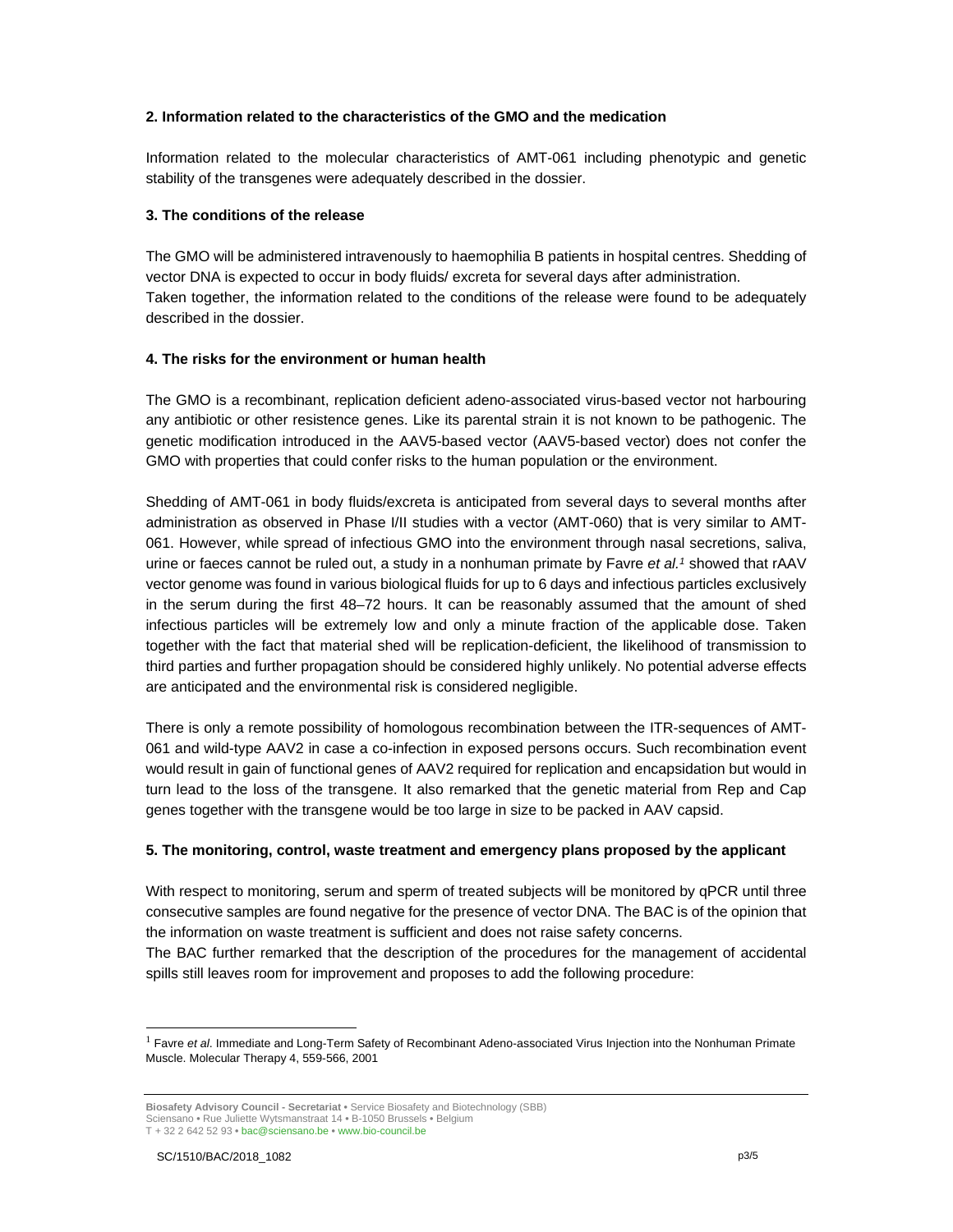**2. Information related to the characteristics of the GMO and the medication**

Information related to the molecular characteristics of AMT-061 including phenotypic and genetic stability of the transgenes were adequately described in the dossier.

**3. The conditions of the release**

The GMO will be administered intravenously to haemophilia B patients in hospital centres. Shedding of vector DNA is expected to occur in body fluids/ excreta for several days after administration.
Taken together, the information related to the conditions of the release were found to be adequately described in the dossier.

**4. The risks for the environment or human health**

The GMO is a recombinant, replication deficient adeno-associated virus-based vector not harbouring any antibiotic or other resistence genes. Like its parental strain it is not known to be pathogenic. The genetic modification introduced in the AAV5-based vector (AAV5-based vector) does not confer the GMO with properties that could confer risks to the human population or the environment.

Shedding of AMT-061 in body fluids/excreta is anticipated from several days to several months after administration as observed in Phase I/II studies with a vector (AMT-060) that is very similar to AMT-061. However, while spread of infectious GMO into the environment through nasal secretions, saliva, urine or faeces cannot be ruled out, a study in a nonhuman primate by Favre *et al.*[1] showed that rAAV vector genome was found in various biological fluids for up to 6 days and infectious particles exclusively in the serum during the first 48–72 hours. It can be reasonably assumed that the amount of shed infectious particles will be extremely low and only a minute fraction of the applicable dose. Taken together with the fact that material shed will be replication-deficient, the likelihood of transmission to third parties and further propagation should be considered highly unlikely. No potential adverse effects are anticipated and the environmental risk is considered negligible.

There is only a remote possibility of homologous recombination between the ITR-sequences of AMT-061 and wild-type AAV2 in case a co-infection in exposed persons occurs. Such recombination event would result in gain of functional genes of AAV2 required for replication and encapsidation but would in turn lead to the loss of the transgene. It also remarked that the genetic material from Rep and Cap genes together with the transgene would be too large in size to be packed in AAV capsid.

**5. The monitoring, control, waste treatment and emergency plans proposed by the applicant**

With respect to monitoring, serum and sperm of treated subjects will be monitored by qPCR until three consecutive samples are found negative for the presence of vector DNA. The BAC is of the opinion that the information on waste treatment is sufficient and does not raise safety concerns.
The BAC further remarked that the description of the procedures for the management of accidental spills still leaves room for improvement and proposes to add the following procedure:

---

[1] Favre *et al*. Immediate and Long-Term Safety of Recombinant Adeno-associated Virus Injection into the Nonhuman Primate Muscle. Molecular Therapy 4, 559-566, 2001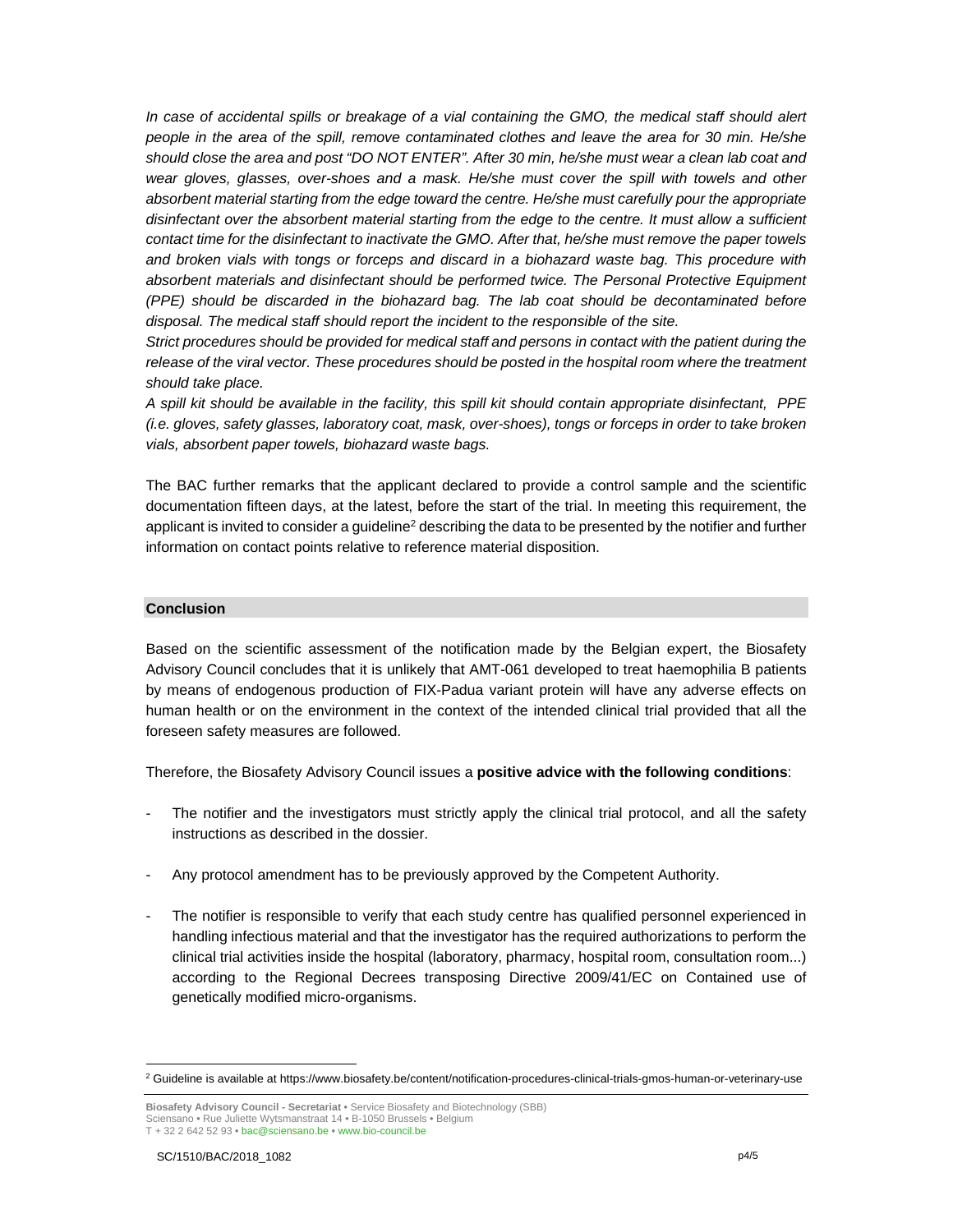*In case of accidental spills or breakage of a vial containing the GMO, the medical staff should alert people in the area of the spill, remove contaminated clothes and leave the area for 30 min. He/she should close the area and post "DO NOT ENTER". After 30 min, he/she must wear a clean lab coat and wear gloves, glasses, over-shoes and a mask. He/she must cover the spill with towels and other absorbent material starting from the edge toward the centre. He/she must carefully pour the appropriate disinfectant over the absorbent material starting from the edge to the centre. It must allow a sufficient contact time for the disinfectant to inactivate the GMO. After that, he/she must remove the paper towels and broken vials with tongs or forceps and discard in a biohazard waste bag. This procedure with absorbent materials and disinfectant should be performed twice. The Personal Protective Equipment (PPE) should be discarded in the biohazard bag. The lab coat should be decontaminated before disposal. The medical staff should report the incident to the responsible of the site.*

*Strict procedures should be provided for medical staff and persons in contact with the patient during the release of the viral vector. These procedures should be posted in the hospital room where the treatment should take place.*

*A spill kit should be available in the facility, this spill kit should contain appropriate disinfectant, PPE (i.e. gloves, safety glasses, laboratory coat, mask, over-shoes), tongs or forceps in order to take broken vials, absorbent paper towels, biohazard waste bags.*

The BAC further remarks that the applicant declared to provide a control sample and the scientific documentation fifteen days, at the latest, before the start of the trial. In meeting this requirement, the applicant is invited to consider a guideline[2] describing the data to be presented by the notifier and further information on contact points relative to reference material disposition.

## Conclusion

Based on the scientific assessment of the notification made by the Belgian expert, the Biosafety Advisory Council concludes that it is unlikely that AMT-061 developed to treat haemophilia B patients by means of endogenous production of FIX-Padua variant protein will have any adverse effects on human health or on the environment in the context of the intended clinical trial provided that all the foreseen safety measures are followed.

Therefore, the Biosafety Advisory Council issues a **positive advice with the following conditions**:

- The notifier and the investigators must strictly apply the clinical trial protocol, and all the safety instructions as described in the dossier.
- Any protocol amendment has to be previously approved by the Competent Authority.
- The notifier is responsible to verify that each study centre has qualified personnel experienced in handling infectious material and that the investigator has the required authorizations to perform the clinical trial activities inside the hospital (laboratory, pharmacy, hospital room, consultation room...) according to the Regional Decrees transposing Directive 2009/41/EC on Contained use of genetically modified micro-organisms.

[2] Guideline is available at https://www.biosafety.be/content/notification-procedures-clinical-trials-gmos-human-or-veterinary-use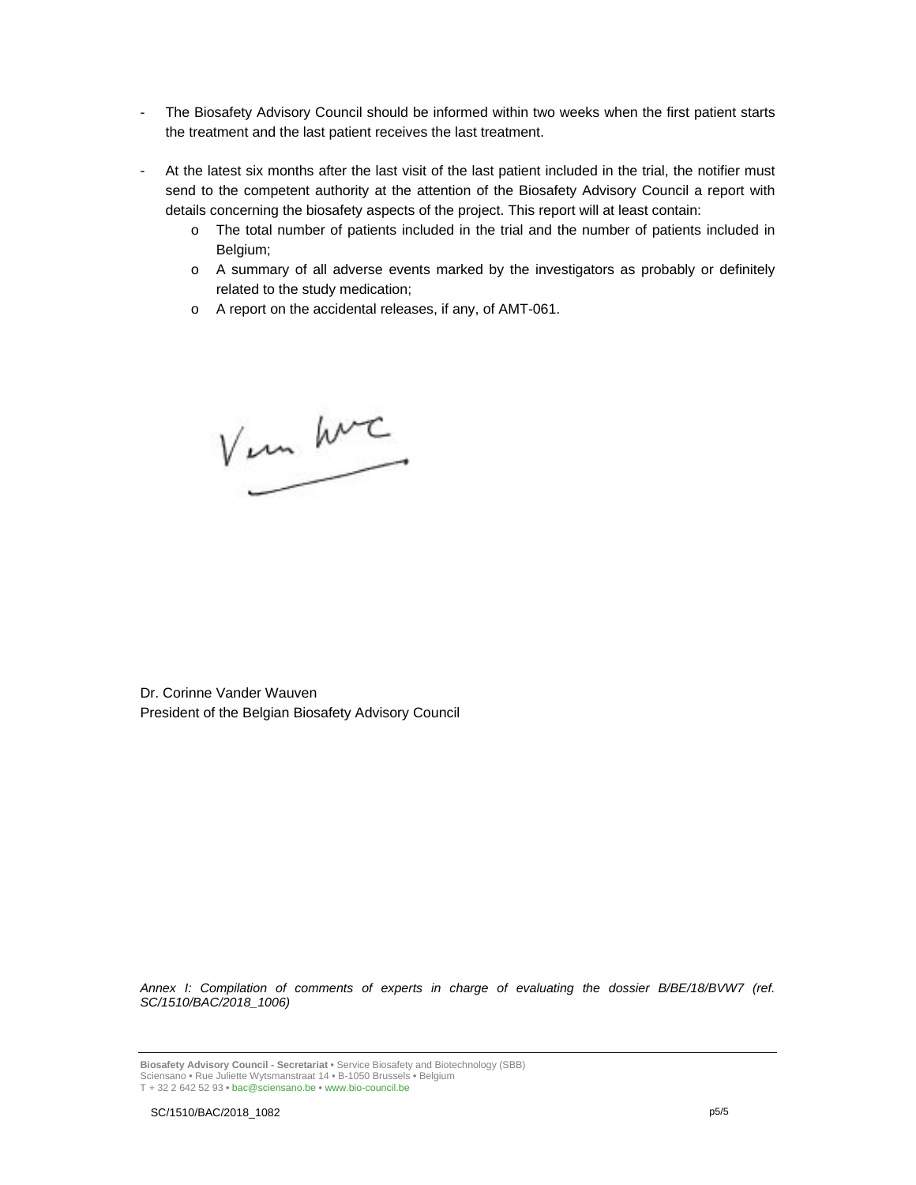- The Biosafety Advisory Council should be informed within two weeks when the first patient starts the treatment and the last patient receives the last treatment.

- At the latest six months after the last visit of the last patient included in the trial, the notifier must send to the competent authority at the attention of the Biosafety Advisory Council a report with details concerning the biosafety aspects of the project. This report will at least contain:
  - The total number of patients included in the trial and the number of patients included in Belgium;
  - A summary of all adverse events marked by the investigators as probably or definitely related to the study medication;
  - A report on the accidental releases, if any, of AMT-061.

Dr. Corinne Vander Wauven
President of the Belgian Biosafety Advisory Council

*Annex I: Compilation of comments of experts in charge of evaluating the dossier B/BE/18/BVW7 (ref. SC/1510/BAC/2018_1006)*

**Biosafety Advisory Council - Secretariat** • Service Biosafety and Biotechnology (SBB)
Sciensano • Rue Juliette Wytsmanstraat 14 • B-1050 Brussels • Belgium
T + 32 2 642 52 93 • bac@sciensano.be • www.bio-council.be

SC/1510/BAC/2018_1082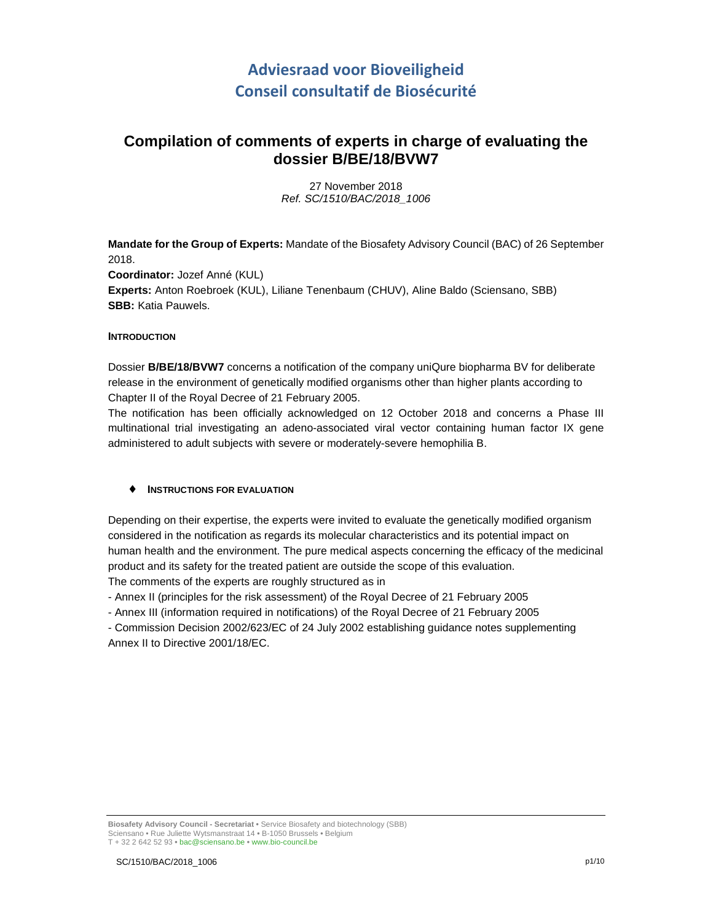# Adviesraad voor Bioveiligheid
# Conseil consultatif de Biosécurité

## Compilation of comments of experts in charge of evaluating the dossier B/BE/18/BVW7

27 November 2018
*Ref. SC/1510/BAC/2018_1006*

**Mandate for the Group of Experts:** Mandate of the Biosafety Advisory Council (BAC) of 26 September 2018.
**Coordinator:** Jozef Anné (KUL)
**Experts:** Anton Roebroek (KUL), Liliane Tenenbaum (CHUV), Aline Baldo (Sciensano, SBB)
**SBB:** Katia Pauwels.

#### INTRODUCTION

Dossier **B/BE/18/BVW7** concerns a notification of the company uniQure biopharma BV for deliberate release in the environment of genetically modified organisms other than higher plants according to Chapter II of the Royal Decree of 21 February 2005.
The notification has been officially acknowledged on 12 October 2018 and concerns a Phase III multinational trial investigating an adeno-associated viral vector containing human factor IX gene administered to adult subjects with severe or moderately-severe hemophilia B.

#### ♦ INSTRUCTIONS FOR EVALUATION

Depending on their expertise, the experts were invited to evaluate the genetically modified organism considered in the notification as regards its molecular characteristics and its potential impact on human health and the environment. The pure medical aspects concerning the efficacy of the medicinal product and its safety for the treated patient are outside the scope of this evaluation.
The comments of the experts are roughly structured as in

- Annex II (principles for the risk assessment) of the Royal Decree of 21 February 2005
- Annex III (information required in notifications) of the Royal Decree of 21 February 2005
- Commission Decision 2002/623/EC of 24 July 2002 establishing guidance notes supplementing Annex II to Directive 2001/18/EC.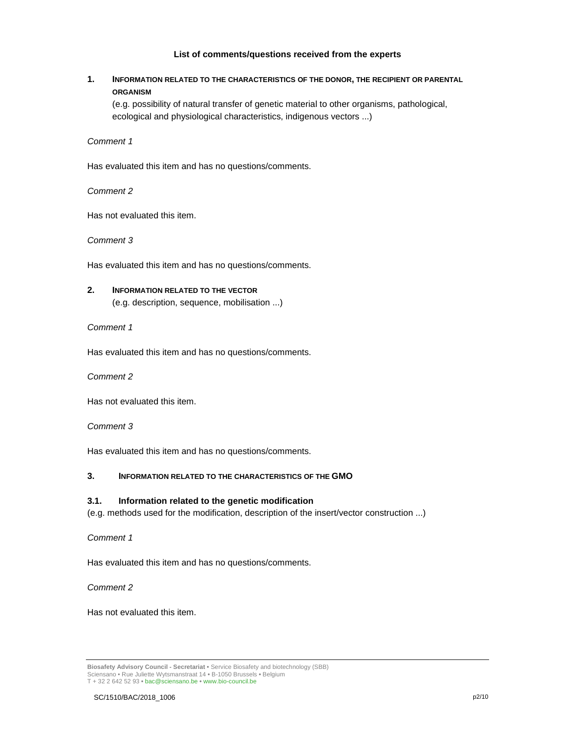**List of comments/questions received from the experts**

## 1. INFORMATION RELATED TO THE CHARACTERISTICS OF THE DONOR, THE RECIPIENT OR PARENTAL ORGANISM

(e.g. possibility of natural transfer of genetic material to other organisms, pathological, ecological and physiological characteristics, indigenous vectors ...)

*Comment 1*

Has evaluated this item and has no questions/comments.

*Comment 2*

Has not evaluated this item.

*Comment 3*

Has evaluated this item and has no questions/comments.

## 2. INFORMATION RELATED TO THE VECTOR

(e.g. description, sequence, mobilisation ...)

*Comment 1*

Has evaluated this item and has no questions/comments.

*Comment 2*

Has not evaluated this item.

*Comment 3*

Has evaluated this item and has no questions/comments.

## 3. INFORMATION RELATED TO THE CHARACTERISTICS OF THE GMO

### 3.1. Information related to the genetic modification

(e.g. methods used for the modification, description of the insert/vector construction ...)

*Comment 1*

Has evaluated this item and has no questions/comments.

*Comment 2*

Has not evaluated this item.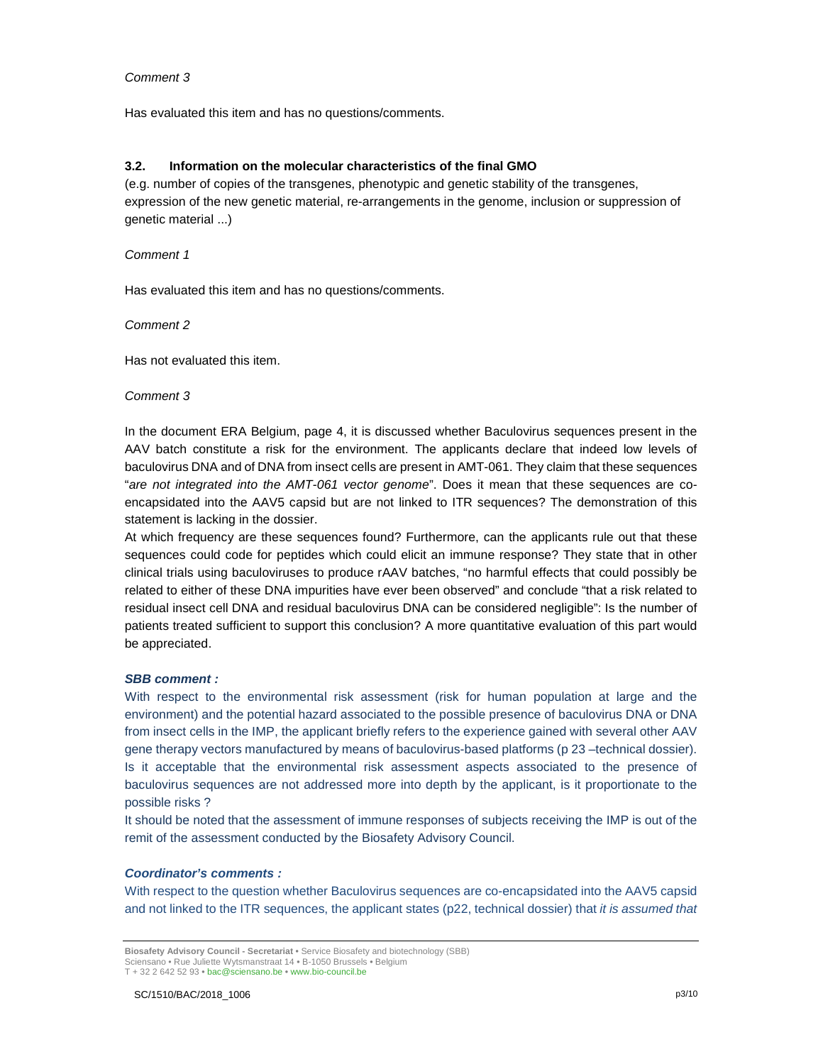*Comment 3*

Has evaluated this item and has no questions/comments.

### 3.2. Information on the molecular characteristics of the final GMO

(e.g. number of copies of the transgenes, phenotypic and genetic stability of the transgenes, expression of the new genetic material, re-arrangements in the genome, inclusion or suppression of genetic material ...)

*Comment 1*

Has evaluated this item and has no questions/comments.

*Comment 2*

Has not evaluated this item.

*Comment 3*

In the document ERA Belgium, page 4, it is discussed whether Baculovirus sequences present in the AAV batch constitute a risk for the environment. The applicants declare that indeed low levels of baculovirus DNA and of DNA from insect cells are present in AMT-061. They claim that these sequences "*are not integrated into the AMT-061 vector genome*". Does it mean that these sequences are co-encapsidated into the AAV5 capsid but are not linked to ITR sequences? The demonstration of this statement is lacking in the dossier.
At which frequency are these sequences found? Furthermore, can the applicants rule out that these sequences could code for peptides which could elicit an immune response? They state that in other clinical trials using baculoviruses to produce rAAV batches, "no harmful effects that could possibly be related to either of these DNA impurities have ever been observed" and conclude "that a risk related to residual insect cell DNA and residual baculovirus DNA can be considered negligible": Is the number of patients treated sufficient to support this conclusion? A more quantitative evaluation of this part would be appreciated.

***SBB comment :***

With respect to the environmental risk assessment (risk for human population at large and the environment) and the potential hazard associated to the possible presence of baculovirus DNA or DNA from insect cells in the IMP, the applicant briefly refers to the experience gained with several other AAV gene therapy vectors manufactured by means of baculovirus-based platforms (p 23 –technical dossier). Is it acceptable that the environmental risk assessment aspects associated to the presence of baculovirus sequences are not addressed more into depth by the applicant, is it proportionate to the possible risks ?
It should be noted that the assessment of immune responses of subjects receiving the IMP is out of the remit of the assessment conducted by the Biosafety Advisory Council.

***Coordinator's comments :***

With respect to the question whether Baculovirus sequences are co-encapsidated into the AAV5 capsid and not linked to the ITR sequences, the applicant states (p22, technical dossier) that *it is assumed that*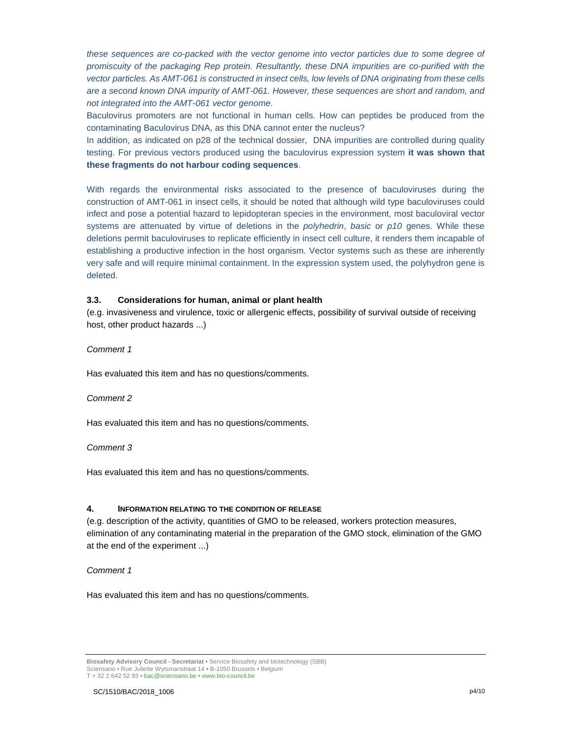*these sequences are co-packed with the vector genome into vector particles due to some degree of promiscuity of the packaging Rep protein. Resultantly, these DNA impurities are co-purified with the vector particles. As AMT-061 is constructed in insect cells, low levels of DNA originating from these cells are a second known DNA impurity of AMT-061. However, these sequences are short and random, and not integrated into the AMT-061 vector genome.*

Baculovirus promoters are not functional in human cells. How can peptides be produced from the contaminating Baculovirus DNA, as this DNA cannot enter the nucleus?

In addition, as indicated on p28 of the technical dossier, DNA impurities are controlled during quality testing. For previous vectors produced using the baculovirus expression system **it was shown that these fragments do not harbour coding sequences**.

With regards the environmental risks associated to the presence of baculoviruses during the construction of AMT-061 in insect cells, it should be noted that although wild type baculoviruses could infect and pose a potential hazard to lepidopteran species in the environment, most baculoviral vector systems are attenuated by virtue of deletions in the *polyhedrin*, *basic* or *p10* genes. While these deletions permit baculoviruses to replicate efficiently in insect cell culture, it renders them incapable of establishing a productive infection in the host organism. Vector systems such as these are inherently very safe and will require minimal containment. In the expression system used, the polyhydron gene is deleted.

### 3.3. Considerations for human, animal or plant health

(e.g. invasiveness and virulence, toxic or allergenic effects, possibility of survival outside of receiving host, other product hazards ...)

*Comment 1*

Has evaluated this item and has no questions/comments.

*Comment 2*

Has evaluated this item and has no questions/comments.

*Comment 3*

Has evaluated this item and has no questions/comments.

## 4. Information relating to the condition of release

(e.g. description of the activity, quantities of GMO to be released, workers protection measures, elimination of any contaminating material in the preparation of the GMO stock, elimination of the GMO at the end of the experiment ...)

*Comment 1*

Has evaluated this item and has no questions/comments.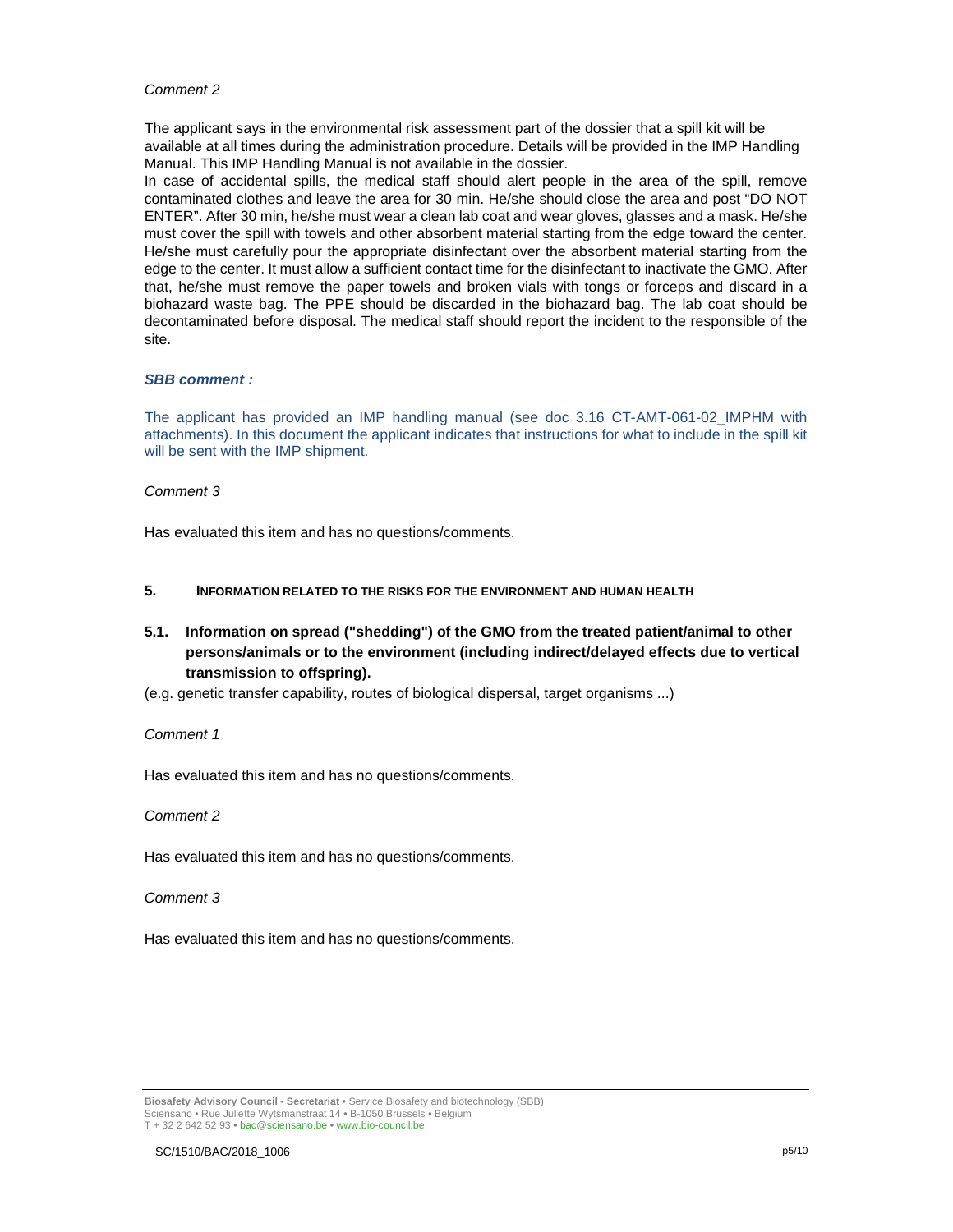*Comment 2*

The applicant says in the environmental risk assessment part of the dossier that a spill kit will be available at all times during the administration procedure. Details will be provided in the IMP Handling Manual. This IMP Handling Manual is not available in the dossier.

In case of accidental spills, the medical staff should alert people in the area of the spill, remove contaminated clothes and leave the area for 30 min. He/she should close the area and post "DO NOT ENTER". After 30 min, he/she must wear a clean lab coat and wear gloves, glasses and a mask. He/she must cover the spill with towels and other absorbent material starting from the edge toward the center. He/she must carefully pour the appropriate disinfectant over the absorbent material starting from the edge to the center. It must allow a sufficient contact time for the disinfectant to inactivate the GMO. After that, he/she must remove the paper towels and broken vials with tongs or forceps and discard in a biohazard waste bag. The PPE should be discarded in the biohazard bag. The lab coat should be decontaminated before disposal. The medical staff should report the incident to the responsible of the site.

***SBB comment :***

The applicant has provided an IMP handling manual (see doc 3.16 CT-AMT-061-02_IMPHM with attachments). In this document the applicant indicates that instructions for what to include in the spill kit will be sent with the IMP shipment.

*Comment 3*

Has evaluated this item and has no questions/comments.

## 5. INFORMATION RELATED TO THE RISKS FOR THE ENVIRONMENT AND HUMAN HEALTH

### 5.1. Information on spread ("shedding") of the GMO from the treated patient/animal to other persons/animals or to the environment (including indirect/delayed effects due to vertical transmission to offspring).

(e.g. genetic transfer capability, routes of biological dispersal, target organisms ...)

*Comment 1*

Has evaluated this item and has no questions/comments.

*Comment 2*

Has evaluated this item and has no questions/comments.

*Comment 3*

Has evaluated this item and has no questions/comments.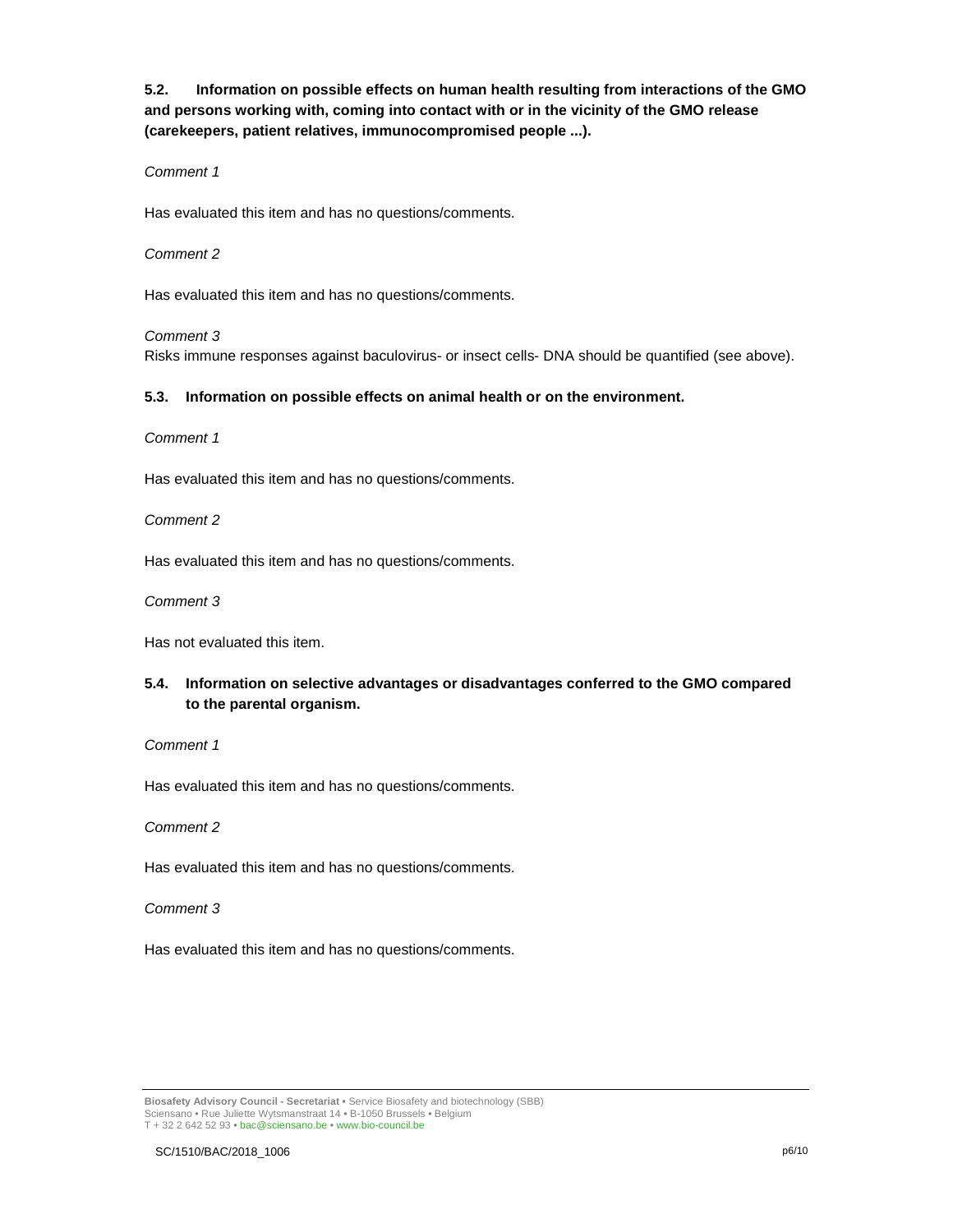**5.2. Information on possible effects on human health resulting from interactions of the GMO and persons working with, coming into contact with or in the vicinity of the GMO release (carekeepers, patient relatives, immunocompromised people ...).**

*Comment 1*

Has evaluated this item and has no questions/comments.

*Comment 2*

Has evaluated this item and has no questions/comments.

*Comment 3*

Risks immune responses against baculovirus- or insect cells- DNA should be quantified (see above).

**5.3. Information on possible effects on animal health or on the environment.**

*Comment 1*

Has evaluated this item and has no questions/comments.

*Comment 2*

Has evaluated this item and has no questions/comments.

*Comment 3*

Has not evaluated this item.

**5.4. Information on selective advantages or disadvantages conferred to the GMO compared to the parental organism.**

*Comment 1*

Has evaluated this item and has no questions/comments.

*Comment 2*

Has evaluated this item and has no questions/comments.

*Comment 3*

Has evaluated this item and has no questions/comments.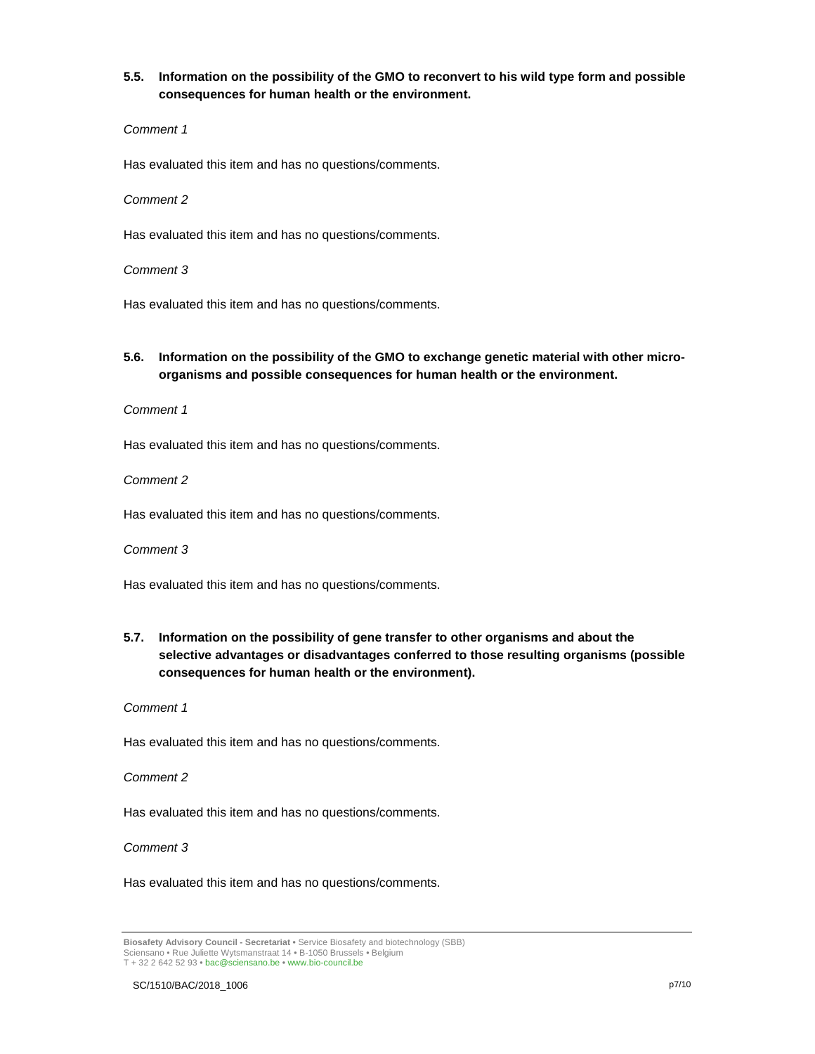### 5.5. Information on the possibility of the GMO to reconvert to his wild type form and possible consequences for human health or the environment.

*Comment 1*

Has evaluated this item and has no questions/comments.

*Comment 2*

Has evaluated this item and has no questions/comments.

*Comment 3*

Has evaluated this item and has no questions/comments.

### 5.6. Information on the possibility of the GMO to exchange genetic material with other micro-organisms and possible consequences for human health or the environment.

*Comment 1*

Has evaluated this item and has no questions/comments.

*Comment 2*

Has evaluated this item and has no questions/comments.

*Comment 3*

Has evaluated this item and has no questions/comments.

### 5.7. Information on the possibility of gene transfer to other organisms and about the selective advantages or disadvantages conferred to those resulting organisms (possible consequences for human health or the environment).

*Comment 1*

Has evaluated this item and has no questions/comments.

*Comment 2*

Has evaluated this item and has no questions/comments.

*Comment 3*

Has evaluated this item and has no questions/comments.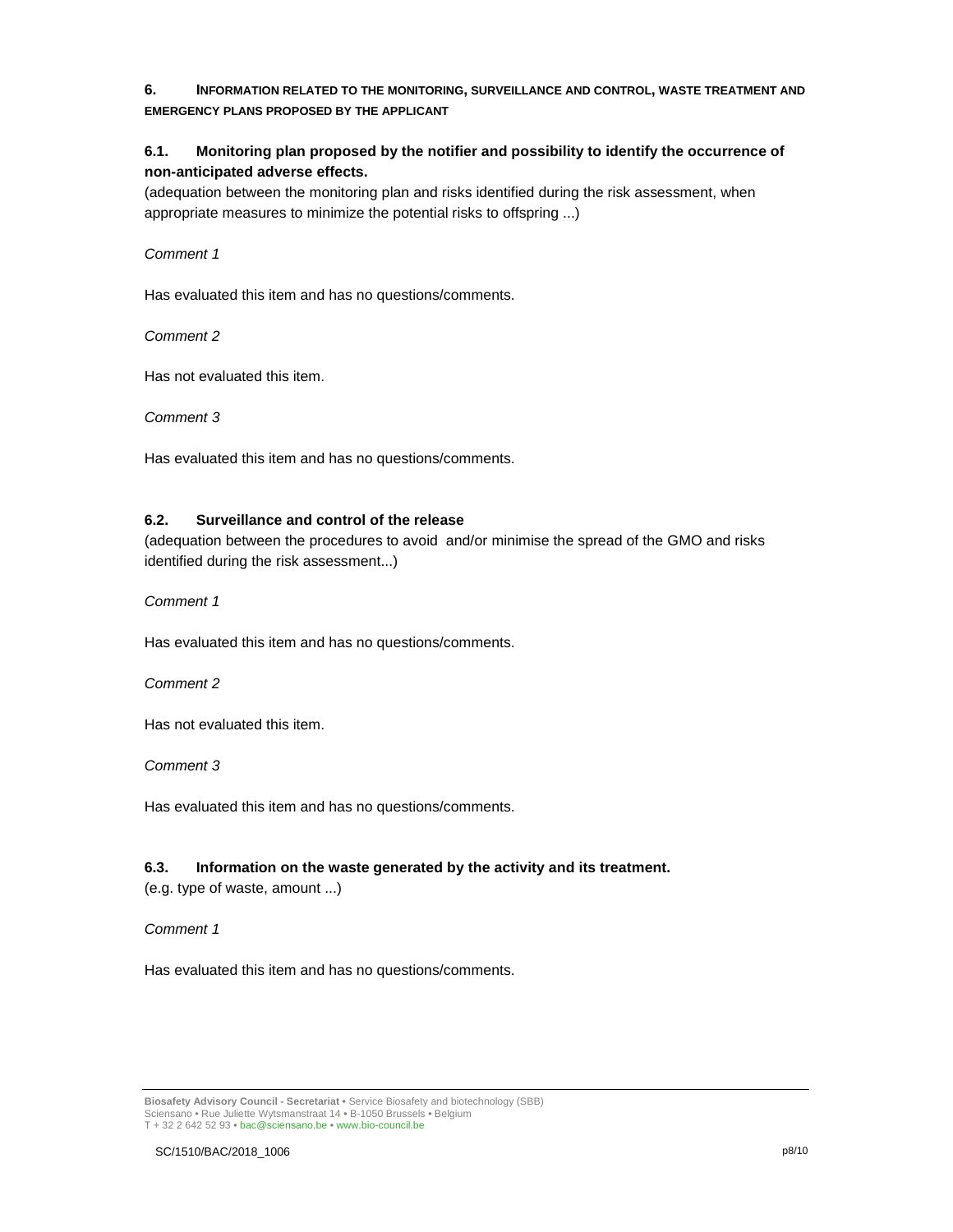## 6. INFORMATION RELATED TO THE MONITORING, SURVEILLANCE AND CONTROL, WASTE TREATMENT AND EMERGENCY PLANS PROPOSED BY THE APPLICANT

### 6.1. Monitoring plan proposed by the notifier and possibility to identify the occurrence of non-anticipated adverse effects.

(adequation between the monitoring plan and risks identified during the risk assessment, when appropriate measures to minimize the potential risks to offspring ...)

*Comment 1*

Has evaluated this item and has no questions/comments.

*Comment 2*

Has not evaluated this item.

*Comment 3*

Has evaluated this item and has no questions/comments.

### 6.2. Surveillance and control of the release

(adequation between the procedures to avoid and/or minimise the spread of the GMO and risks identified during the risk assessment...)

*Comment 1*

Has evaluated this item and has no questions/comments.

*Comment 2*

Has not evaluated this item.

*Comment 3*

Has evaluated this item and has no questions/comments.

### 6.3. Information on the waste generated by the activity and its treatment.

(e.g. type of waste, amount ...)

*Comment 1*

Has evaluated this item and has no questions/comments.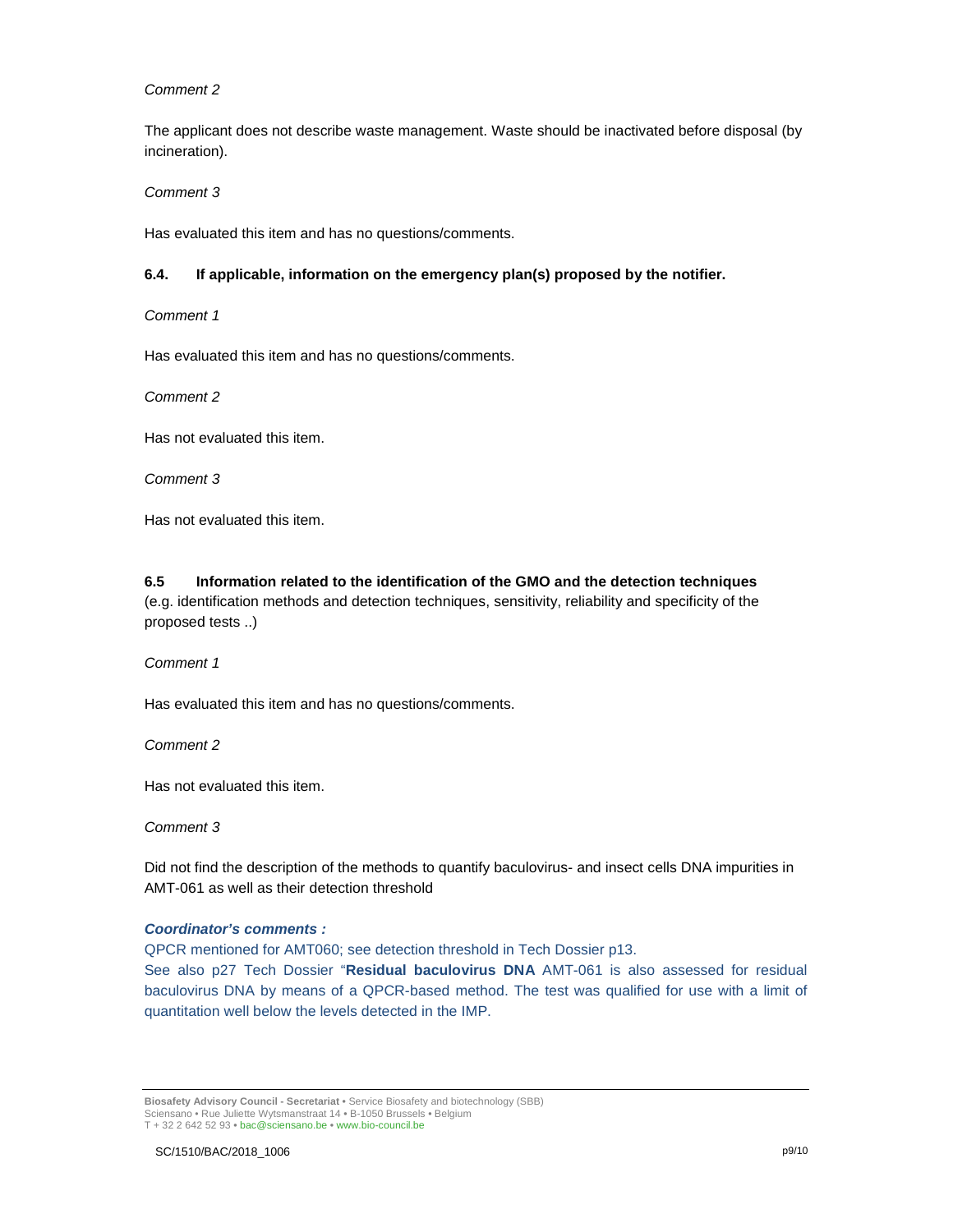*Comment 2*

The applicant does not describe waste management. Waste should be inactivated before disposal (by incineration).

*Comment 3*

Has evaluated this item and has no questions/comments.

#### 6.4. If applicable, information on the emergency plan(s) proposed by the notifier.

*Comment 1*

Has evaluated this item and has no questions/comments.

*Comment 2*

Has not evaluated this item.

*Comment 3*

Has not evaluated this item.

#### 6.5 Information related to the identification of the GMO and the detection techniques

(e.g. identification methods and detection techniques, sensitivity, reliability and specificity of the proposed tests ..)

*Comment 1*

Has evaluated this item and has no questions/comments.

*Comment 2*

Has not evaluated this item.

*Comment 3*

Did not find the description of the methods to quantify baculovirus- and insect cells DNA impurities in AMT-061 as well as their detection threshold

***Coordinator's comments :***

QPCR mentioned for AMT060; see detection threshold in Tech Dossier p13.

See also p27 Tech Dossier "**Residual baculovirus DNA** AMT-061 is also assessed for residual baculovirus DNA by means of a QPCR-based method. The test was qualified for use with a limit of quantitation well below the levels detected in the IMP.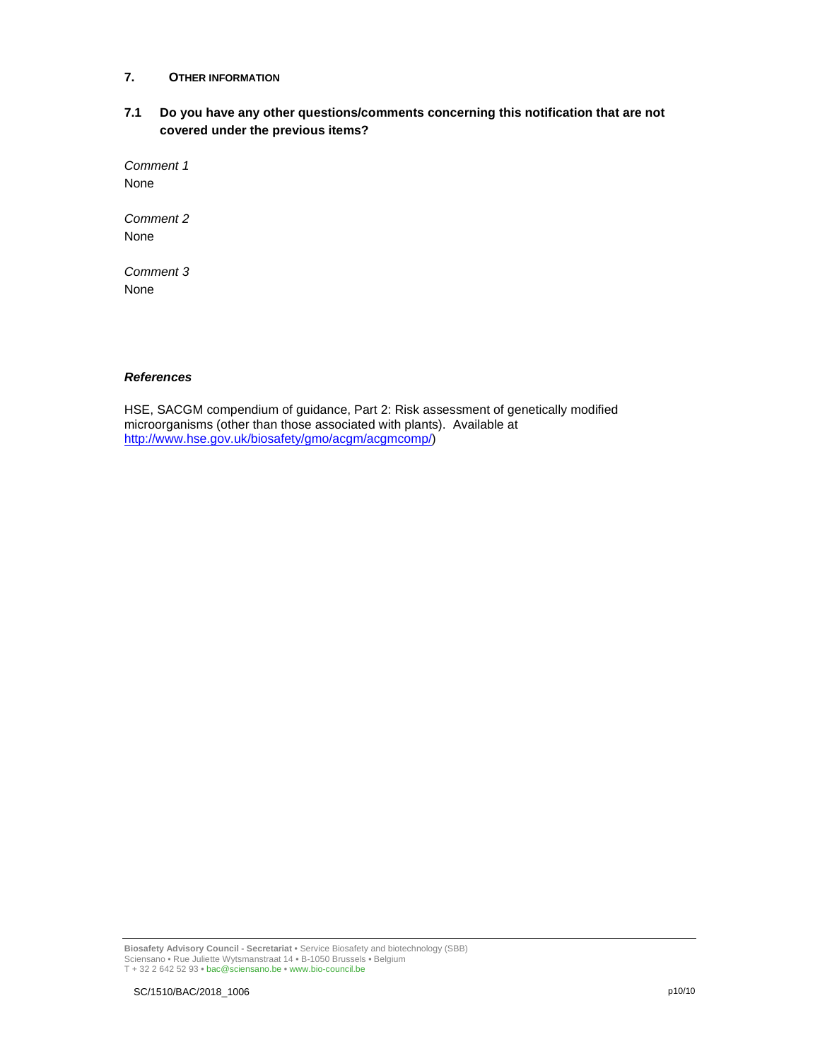## 7. OTHER INFORMATION

### 7.1 Do you have any other questions/comments concerning this notification that are not covered under the previous items?

*Comment 1*

None

*Comment 2*

None

*Comment 3*

None

***References***

HSE, SACGM compendium of guidance, Part 2: Risk assessment of genetically modified microorganisms (other than those associated with plants). Available at http://www.hse.gov.uk/biosafety/gmo/acgm/acgmcomp/)